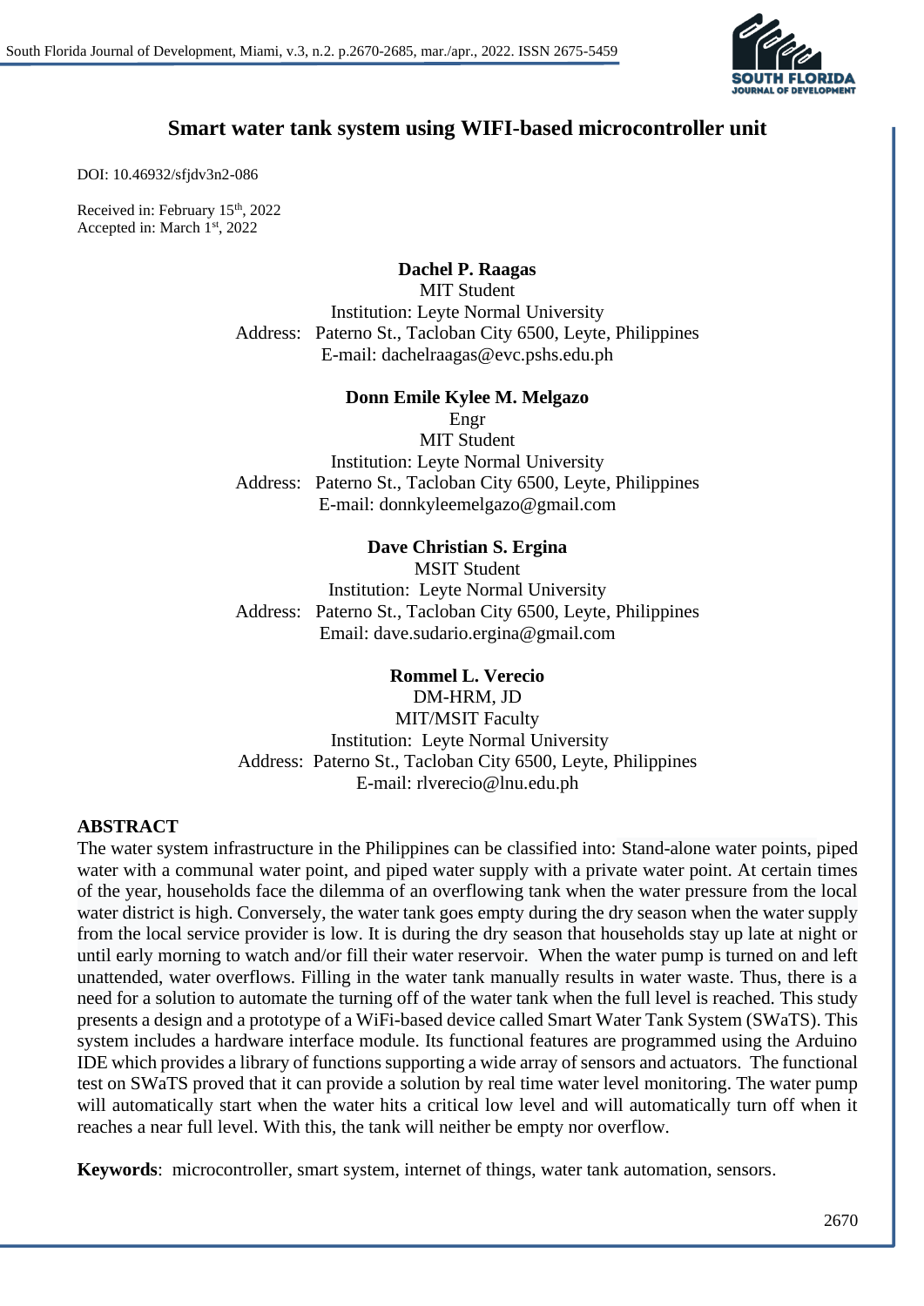# Smart water tank system using WIFI-based microcontroller unit

DOI: 10.46932/sfjdv3n2-086

Received in: February 15th, 2022
Accepted in: March 1st, 2022

**Dachel P. Raagas**
MIT Student
Institution: Leyte Normal University
Address: Paterno St., Tacloban City 6500, Leyte, Philippines
E-mail: dachelraagas@evc.pshs.edu.ph

**Donn Emile Kylee M. Melgazo**
Engr
MIT Student
Institution: Leyte Normal University
Address: Paterno St., Tacloban City 6500, Leyte, Philippines
E-mail: donnkyleemelgazo@gmail.com

**Dave Christian S. Ergina**
MSIT Student
Institution: Leyte Normal University
Address: Paterno St., Tacloban City 6500, Leyte, Philippines
Email: dave.sudario.ergina@gmail.com

**Rommel L. Verecio**
DM-HRM, JD
MIT/MSIT Faculty
Institution: Leyte Normal University
Address: Paterno St., Tacloban City 6500, Leyte, Philippines
E-mail: rlverecio@lnu.edu.ph

## ABSTRACT

The water system infrastructure in the Philippines can be classified into: Stand-alone water points, piped water with a communal water point, and piped water supply with a private water point. At certain times of the year, households face the dilemma of an overflowing tank when the water pressure from the local water district is high. Conversely, the water tank goes empty during the dry season when the water supply from the local service provider is low. It is during the dry season that households stay up late at night or until early morning to watch and/or fill their water reservoir. When the water pump is turned on and left unattended, water overflows. Filling in the water tank manually results in water waste. Thus, there is a need for a solution to automate the turning off of the water tank when the full level is reached. This study presents a design and a prototype of a WiFi-based device called Smart Water Tank System (SWaTS). This system includes a hardware interface module. Its functional features are programmed using the Arduino IDE which provides a library of functions supporting a wide array of sensors and actuators. The functional test on SWaTS proved that it can provide a solution by real time water level monitoring. The water pump will automatically start when the water hits a critical low level and will automatically turn off when it reaches a near full level. With this, the tank will neither be empty nor overflow.

**Keywords**: microcontroller, smart system, internet of things, water tank automation, sensors.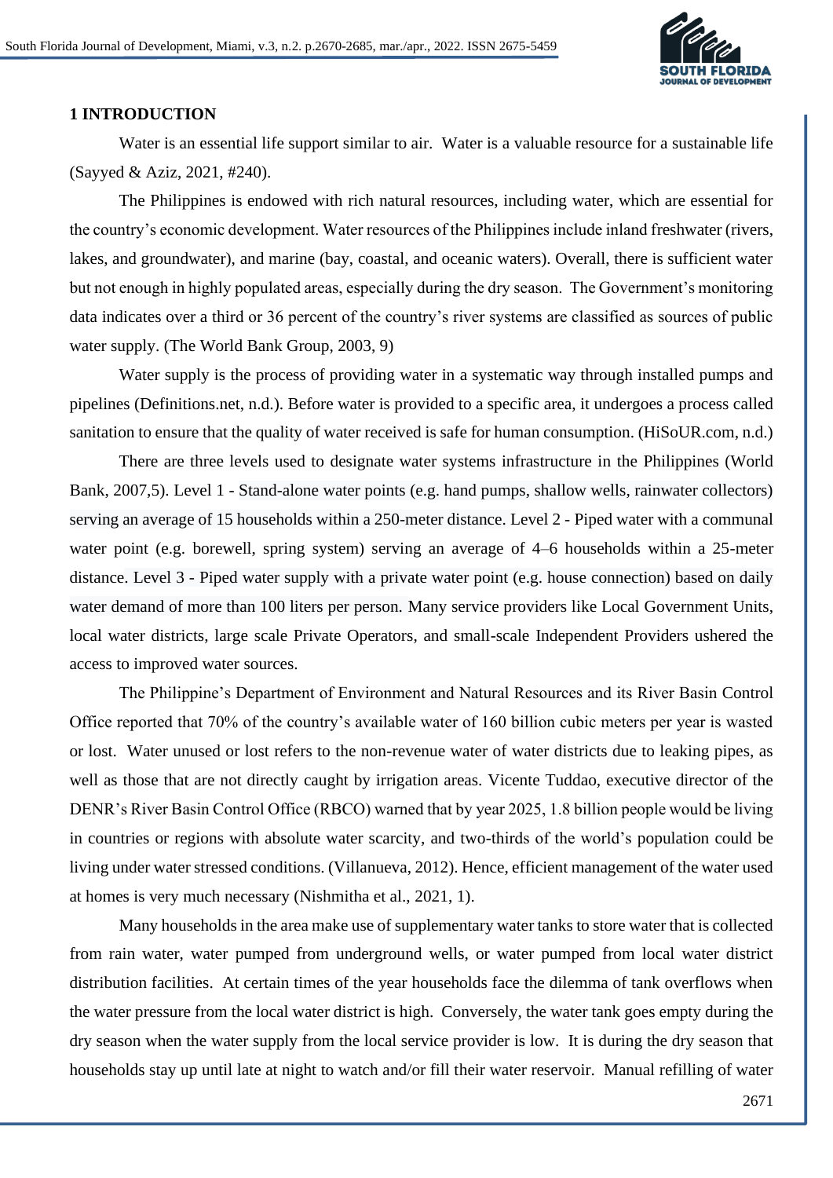## 1 INTRODUCTION

Water is an essential life support similar to air. Water is a valuable resource for a sustainable life (Sayyed & Aziz, 2021, #240).

The Philippines is endowed with rich natural resources, including water, which are essential for the country's economic development. Water resources of the Philippines include inland freshwater (rivers, lakes, and groundwater), and marine (bay, coastal, and oceanic waters). Overall, there is sufficient water but not enough in highly populated areas, especially during the dry season. The Government's monitoring data indicates over a third or 36 percent of the country's river systems are classified as sources of public water supply. (The World Bank Group, 2003, 9)

Water supply is the process of providing water in a systematic way through installed pumps and pipelines (Definitions.net, n.d.). Before water is provided to a specific area, it undergoes a process called sanitation to ensure that the quality of water received is safe for human consumption. (HiSoUR.com, n.d.)

There are three levels used to designate water systems infrastructure in the Philippines (World Bank, 2007,5). Level 1 - Stand-alone water points (e.g. hand pumps, shallow wells, rainwater collectors) serving an average of 15 households within a 250-meter distance. Level 2 - Piped water with a communal water point (e.g. borewell, spring system) serving an average of 4–6 households within a 25-meter distance. Level 3 - Piped water supply with a private water point (e.g. house connection) based on daily water demand of more than 100 liters per person. Many service providers like Local Government Units, local water districts, large scale Private Operators, and small-scale Independent Providers ushered the access to improved water sources.

The Philippine's Department of Environment and Natural Resources and its River Basin Control Office reported that 70% of the country's available water of 160 billion cubic meters per year is wasted or lost. Water unused or lost refers to the non-revenue water of water districts due to leaking pipes, as well as those that are not directly caught by irrigation areas. Vicente Tuddao, executive director of the DENR's River Basin Control Office (RBCO) warned that by year 2025, 1.8 billion people would be living in countries or regions with absolute water scarcity, and two-thirds of the world's population could be living under water stressed conditions. (Villanueva, 2012). Hence, efficient management of the water used at homes is very much necessary (Nishmitha et al., 2021, 1).

Many households in the area make use of supplementary water tanks to store water that is collected from rain water, water pumped from underground wells, or water pumped from local water district distribution facilities. At certain times of the year households face the dilemma of tank overflows when the water pressure from the local water district is high. Conversely, the water tank goes empty during the dry season when the water supply from the local service provider is low. It is during the dry season that households stay up until late at night to watch and/or fill their water reservoir. Manual refilling of water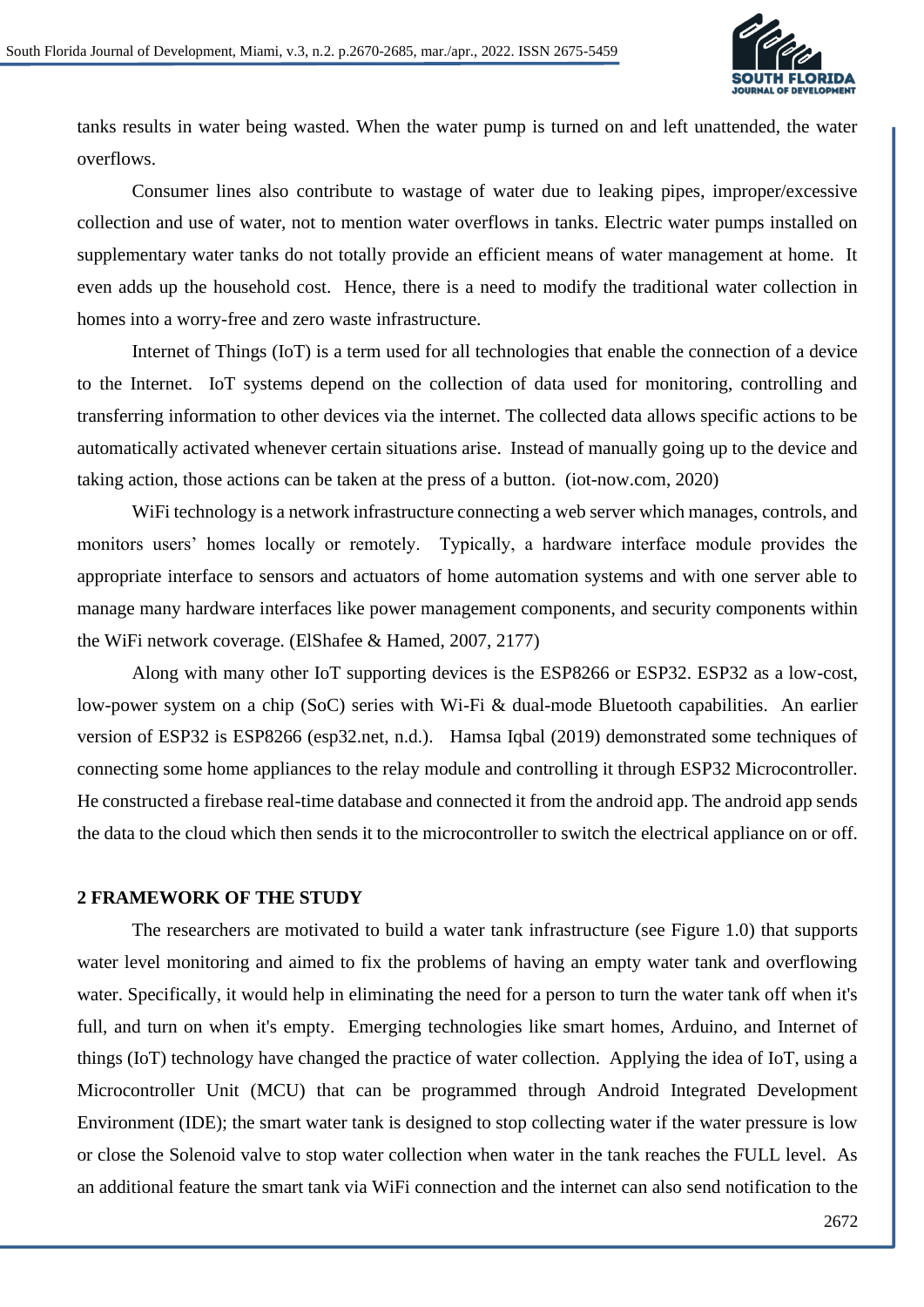tanks results in water being wasted. When the water pump is turned on and left unattended, the water overflows.

Consumer lines also contribute to wastage of water due to leaking pipes, improper/excessive collection and use of water, not to mention water overflows in tanks. Electric water pumps installed on supplementary water tanks do not totally provide an efficient means of water management at home. It even adds up the household cost. Hence, there is a need to modify the traditional water collection in homes into a worry-free and zero waste infrastructure.

Internet of Things (IoT) is a term used for all technologies that enable the connection of a device to the Internet. IoT systems depend on the collection of data used for monitoring, controlling and transferring information to other devices via the internet. The collected data allows specific actions to be automatically activated whenever certain situations arise. Instead of manually going up to the device and taking action, those actions can be taken at the press of a button. (iot-now.com, 2020)

WiFi technology is a network infrastructure connecting a web server which manages, controls, and monitors users' homes locally or remotely. Typically, a hardware interface module provides the appropriate interface to sensors and actuators of home automation systems and with one server able to manage many hardware interfaces like power management components, and security components within the WiFi network coverage. (ElShafee & Hamed, 2007, 2177)

Along with many other IoT supporting devices is the ESP8266 or ESP32. ESP32 as a low-cost, low-power system on a chip (SoC) series with Wi-Fi & dual-mode Bluetooth capabilities. An earlier version of ESP32 is ESP8266 (esp32.net, n.d.). Hamsa Iqbal (2019) demonstrated some techniques of connecting some home appliances to the relay module and controlling it through ESP32 Microcontroller. He constructed a firebase real-time database and connected it from the android app. The android app sends the data to the cloud which then sends it to the microcontroller to switch the electrical appliance on or off.

## 2 FRAMEWORK OF THE STUDY

The researchers are motivated to build a water tank infrastructure (see Figure 1.0) that supports water level monitoring and aimed to fix the problems of having an empty water tank and overflowing water. Specifically, it would help in eliminating the need for a person to turn the water tank off when it's full, and turn on when it's empty. Emerging technologies like smart homes, Arduino, and Internet of things (IoT) technology have changed the practice of water collection. Applying the idea of IoT, using a Microcontroller Unit (MCU) that can be programmed through Android Integrated Development Environment (IDE); the smart water tank is designed to stop collecting water if the water pressure is low or close the Solenoid valve to stop water collection when water in the tank reaches the FULL level. As an additional feature the smart tank via WiFi connection and the internet can also send notification to the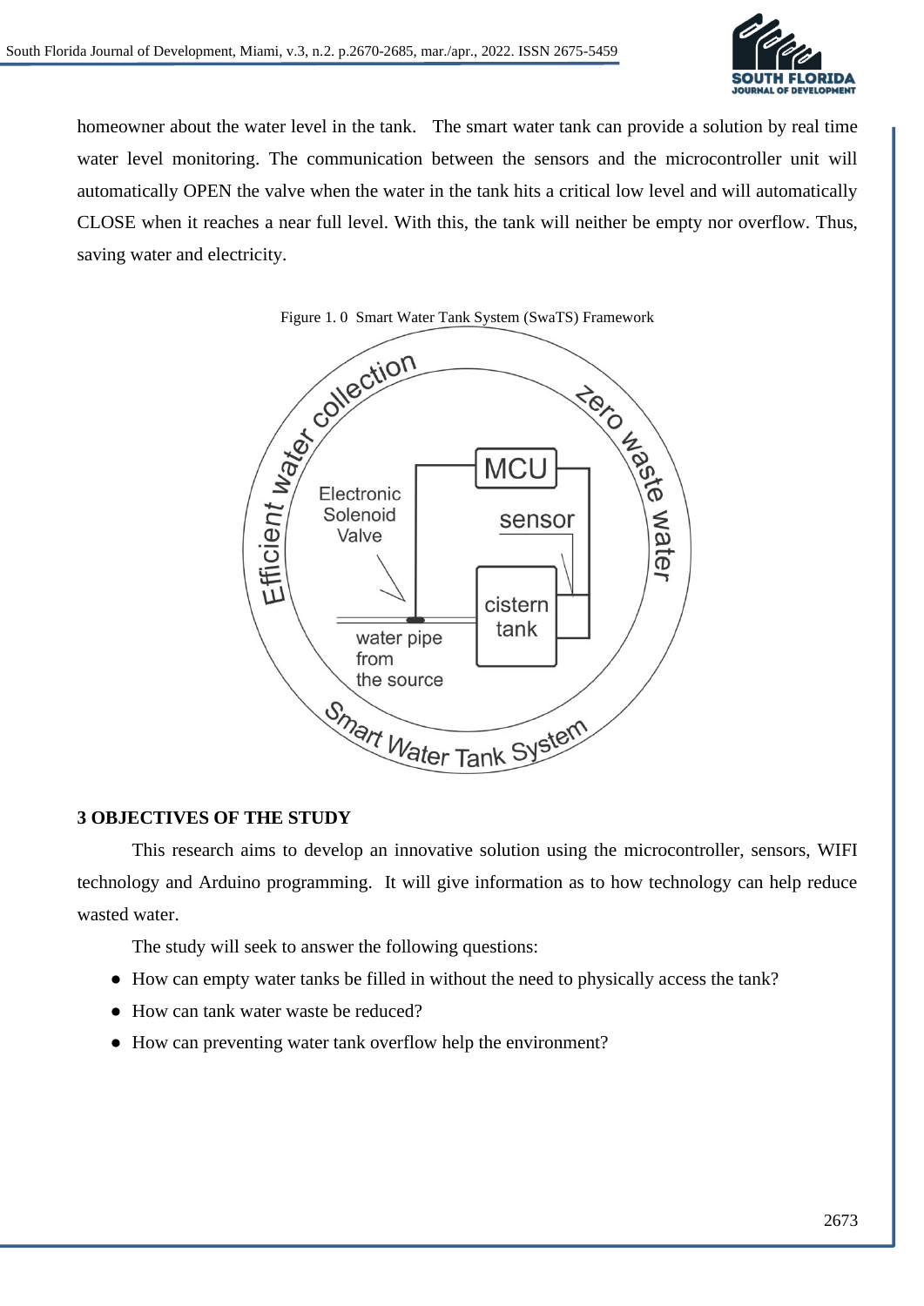homeowner about the water level in the tank. The smart water tank can provide a solution by real time water level monitoring. The communication between the sensors and the microcontroller unit will automatically OPEN the valve when the water in the tank hits a critical low level and will automatically CLOSE when it reaches a near full level. With this, the tank will neither be empty nor overflow. Thus, saving water and electricity.

Figure 1. 0 Smart Water Tank System (SwaTS) Framework

## 3 OBJECTIVES OF THE STUDY

This research aims to develop an innovative solution using the microcontroller, sensors, WIFI technology and Arduino programming. It will give information as to how technology can help reduce wasted water.

The study will seek to answer the following questions:

- How can empty water tanks be filled in without the need to physically access the tank?
- How can tank water waste be reduced?
- How can preventing water tank overflow help the environment?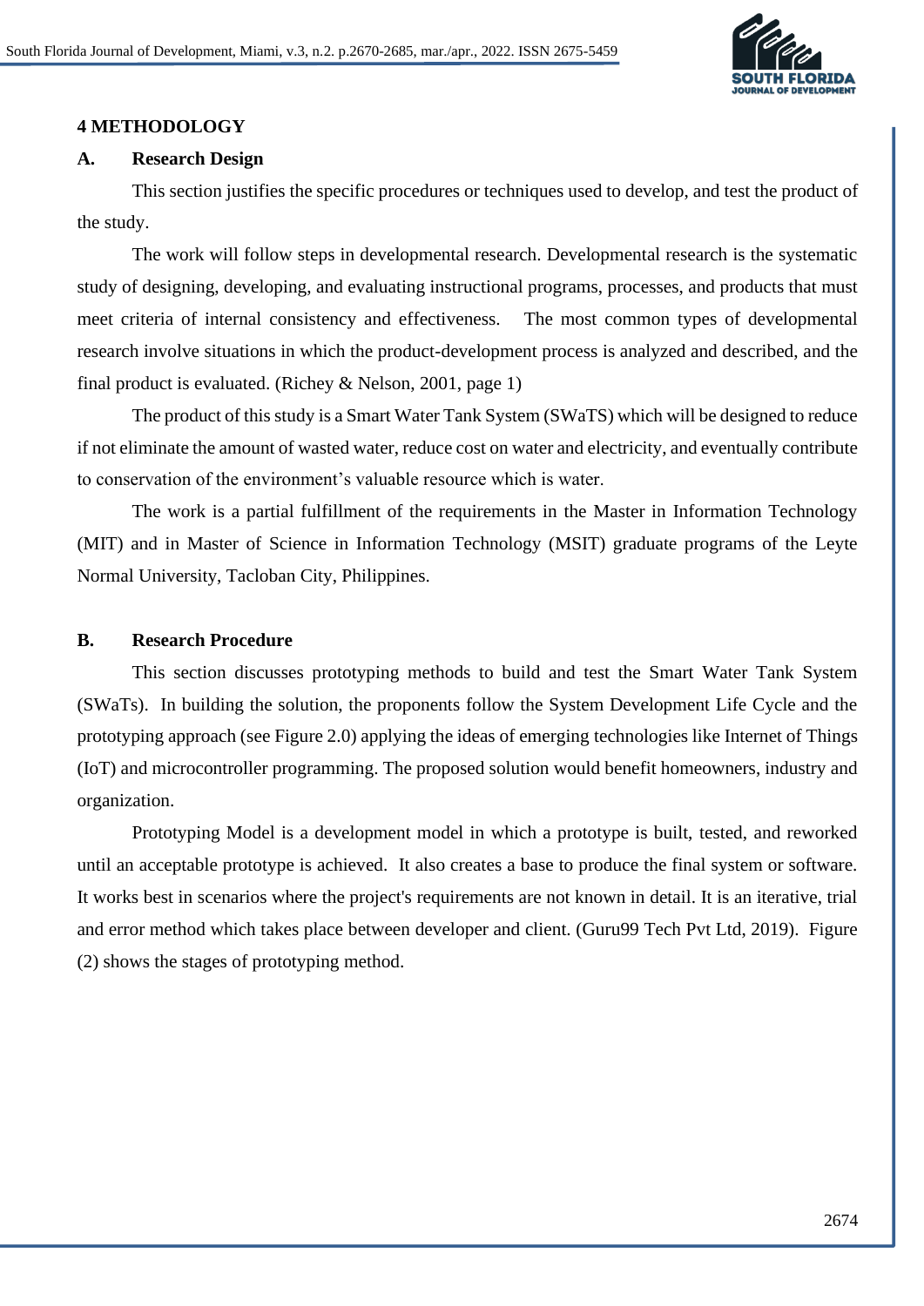## 4 METHODOLOGY

### A. Research Design

This section justifies the specific procedures or techniques used to develop, and test the product of the study.

The work will follow steps in developmental research. Developmental research is the systematic study of designing, developing, and evaluating instructional programs, processes, and products that must meet criteria of internal consistency and effectiveness. The most common types of developmental research involve situations in which the product-development process is analyzed and described, and the final product is evaluated. (Richey & Nelson, 2001, page 1)

The product of this study is a Smart Water Tank System (SWaTS) which will be designed to reduce if not eliminate the amount of wasted water, reduce cost on water and electricity, and eventually contribute to conservation of the environment's valuable resource which is water.

The work is a partial fulfillment of the requirements in the Master in Information Technology (MIT) and in Master of Science in Information Technology (MSIT) graduate programs of the Leyte Normal University, Tacloban City, Philippines.

### B. Research Procedure

This section discusses prototyping methods to build and test the Smart Water Tank System (SWaTs). In building the solution, the proponents follow the System Development Life Cycle and the prototyping approach (see Figure 2.0) applying the ideas of emerging technologies like Internet of Things (IoT) and microcontroller programming. The proposed solution would benefit homeowners, industry and organization.

Prototyping Model is a development model in which a prototype is built, tested, and reworked until an acceptable prototype is achieved. It also creates a base to produce the final system or software. It works best in scenarios where the project's requirements are not known in detail. It is an iterative, trial and error method which takes place between developer and client. (Guru99 Tech Pvt Ltd, 2019). Figure (2) shows the stages of prototyping method.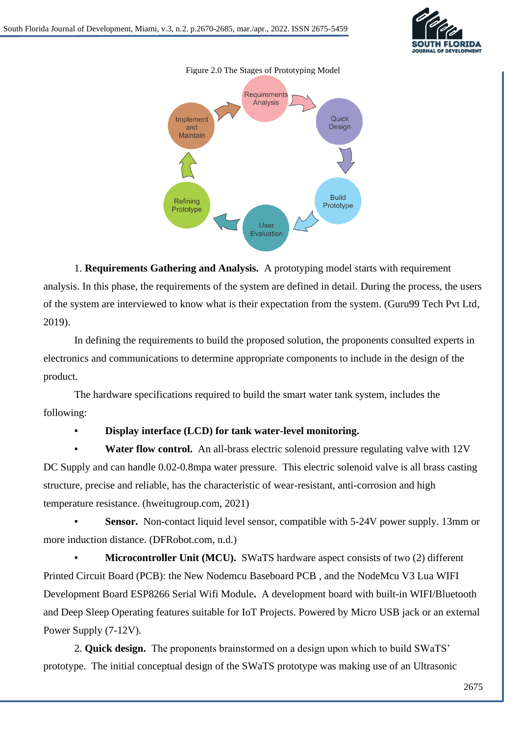Figure 2.0 The Stages of Prototyping Model

1. **Requirements Gathering and Analysis.** A prototyping model starts with requirement analysis. In this phase, the requirements of the system are defined in detail. During the process, the users of the system are interviewed to know what is their expectation from the system. (Guru99 Tech Pvt Ltd, 2019).

In defining the requirements to build the proposed solution, the proponents consulted experts in electronics and communications to determine appropriate components to include in the design of the product.

The hardware specifications required to build the smart water tank system, includes the following:

- **Display interface (LCD) for tank water-level monitoring.**
- **Water flow control.** An all-brass electric solenoid pressure regulating valve with 12V DC Supply and can handle 0.02-0.8mpa water pressure. This electric solenoid valve is all brass casting structure, precise and reliable, has the characteristic of wear-resistant, anti-corrosion and high temperature resistance. (hweitugroup.com, 2021)
- **Sensor.** Non-contact liquid level sensor, compatible with 5-24V power supply. 13mm or more induction distance. (DFRobot.com, n.d.)
- **Microcontroller Unit (MCU).** SWaTS hardware aspect consists of two (2) different Printed Circuit Board (PCB): the New Nodemcu Baseboard PCB , and the NodeMcu V3 Lua WIFI Development Board ESP8266 Serial Wifi Module**.** A development board with built-in WIFI/Bluetooth and Deep Sleep Operating features suitable for IoT Projects. Powered by Micro USB jack or an external Power Supply (7-12V).

2. **Quick design.** The proponents brainstormed on a design upon which to build SWaTS' prototype. The initial conceptual design of the SWaTS prototype was making use of an Ultrasonic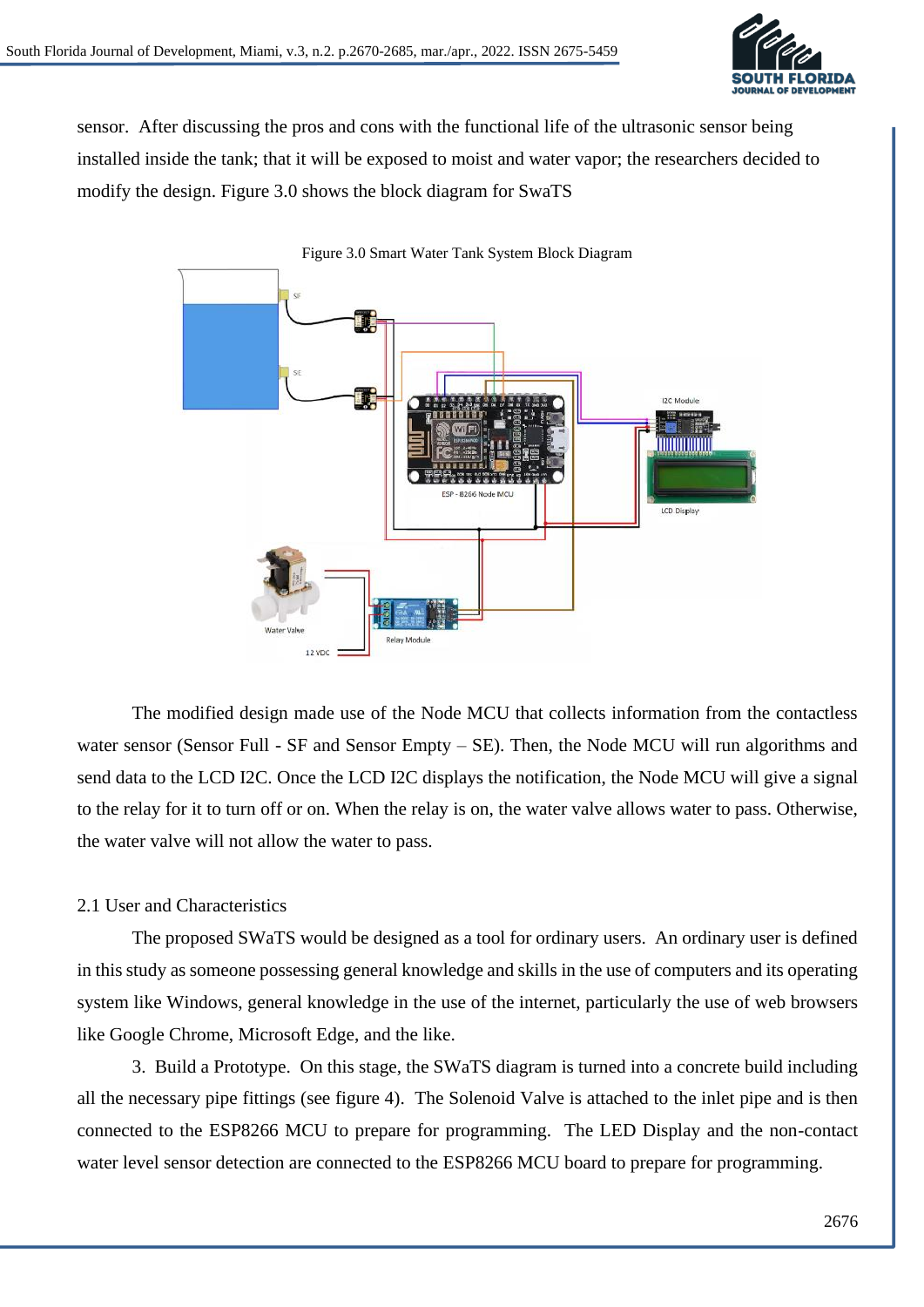sensor. After discussing the pros and cons with the functional life of the ultrasonic sensor being installed inside the tank; that it will be exposed to moist and water vapor; the researchers decided to modify the design. Figure 3.0 shows the block diagram for SwaTS

Figure 3.0 Smart Water Tank System Block Diagram

The modified design made use of the Node MCU that collects information from the contactless water sensor (Sensor Full - SF and Sensor Empty – SE). Then, the Node MCU will run algorithms and send data to the LCD I2C. Once the LCD I2C displays the notification, the Node MCU will give a signal to the relay for it to turn off or on. When the relay is on, the water valve allows water to pass. Otherwise, the water valve will not allow the water to pass.

## 2.1 User and Characteristics

The proposed SWaTS would be designed as a tool for ordinary users. An ordinary user is defined in this study as someone possessing general knowledge and skills in the use of computers and its operating system like Windows, general knowledge in the use of the internet, particularly the use of web browsers like Google Chrome, Microsoft Edge, and the like.

3. Build a Prototype. On this stage, the SWaTS diagram is turned into a concrete build including all the necessary pipe fittings (see figure 4). The Solenoid Valve is attached to the inlet pipe and is then connected to the ESP8266 MCU to prepare for programming. The LED Display and the non-contact water level sensor detection are connected to the ESP8266 MCU board to prepare for programming.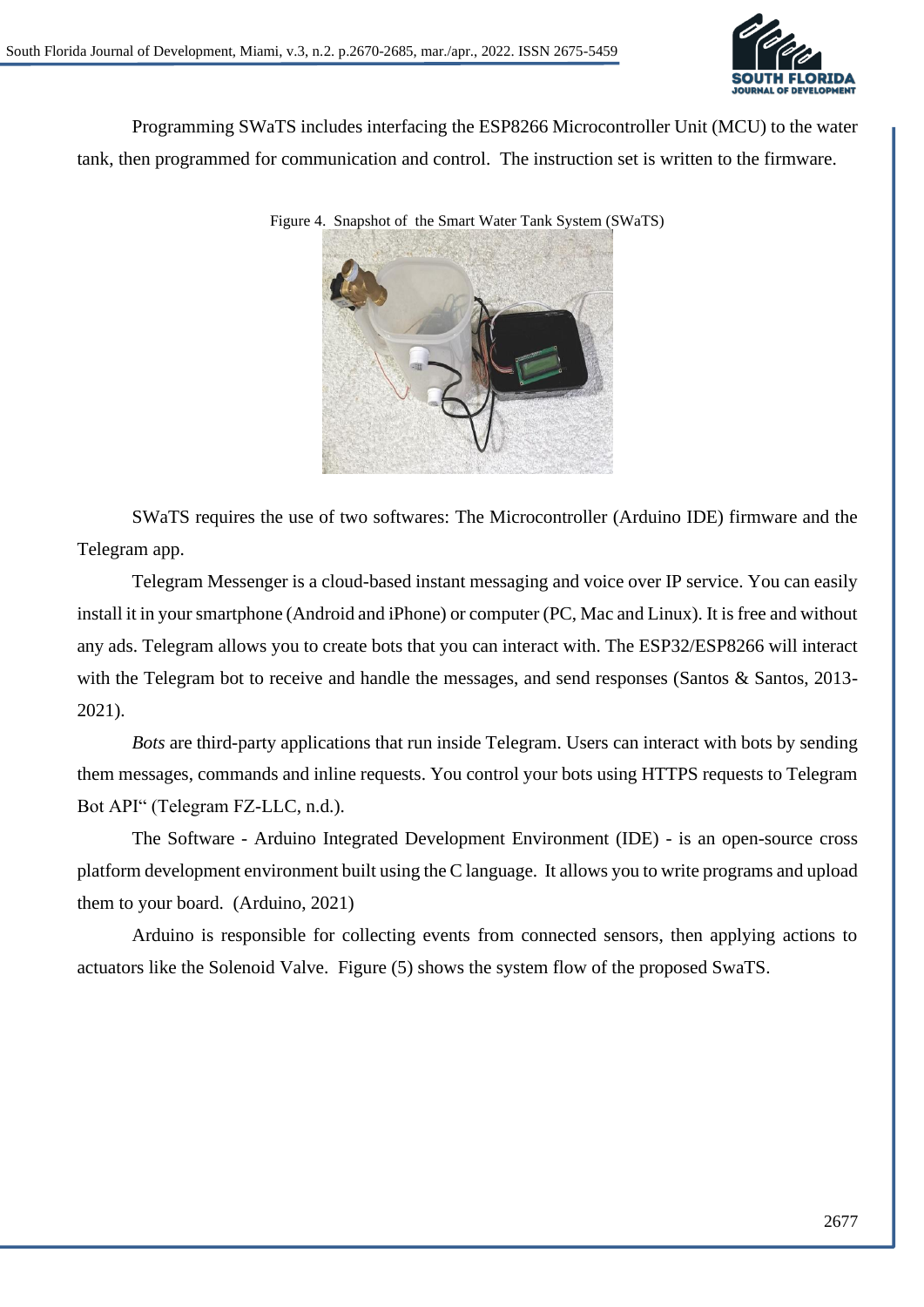Programming SWaTS includes interfacing the ESP8266 Microcontroller Unit (MCU) to the water tank, then programmed for communication and control. The instruction set is written to the firmware.

Figure 4. Snapshot of the Smart Water Tank System (SWaTS)

SWaTS requires the use of two softwares: The Microcontroller (Arduino IDE) firmware and the Telegram app.

Telegram Messenger is a cloud-based instant messaging and voice over IP service. You can easily install it in your smartphone (Android and iPhone) or computer (PC, Mac and Linux). It is free and without any ads. Telegram allows you to create bots that you can interact with. The ESP32/ESP8266 will interact with the Telegram bot to receive and handle the messages, and send responses (Santos & Santos, 2013-2021).

*Bots* are third-party applications that run inside Telegram. Users can interact with bots by sending them messages, commands and inline requests. You control your bots using HTTPS requests to Telegram Bot API" (Telegram FZ-LLC, n.d.).

The Software - Arduino Integrated Development Environment (IDE) - is an open-source cross platform development environment built using the C language. It allows you to write programs and upload them to your board. (Arduino, 2021)

Arduino is responsible for collecting events from connected sensors, then applying actions to actuators like the Solenoid Valve. Figure (5) shows the system flow of the proposed SwaTS.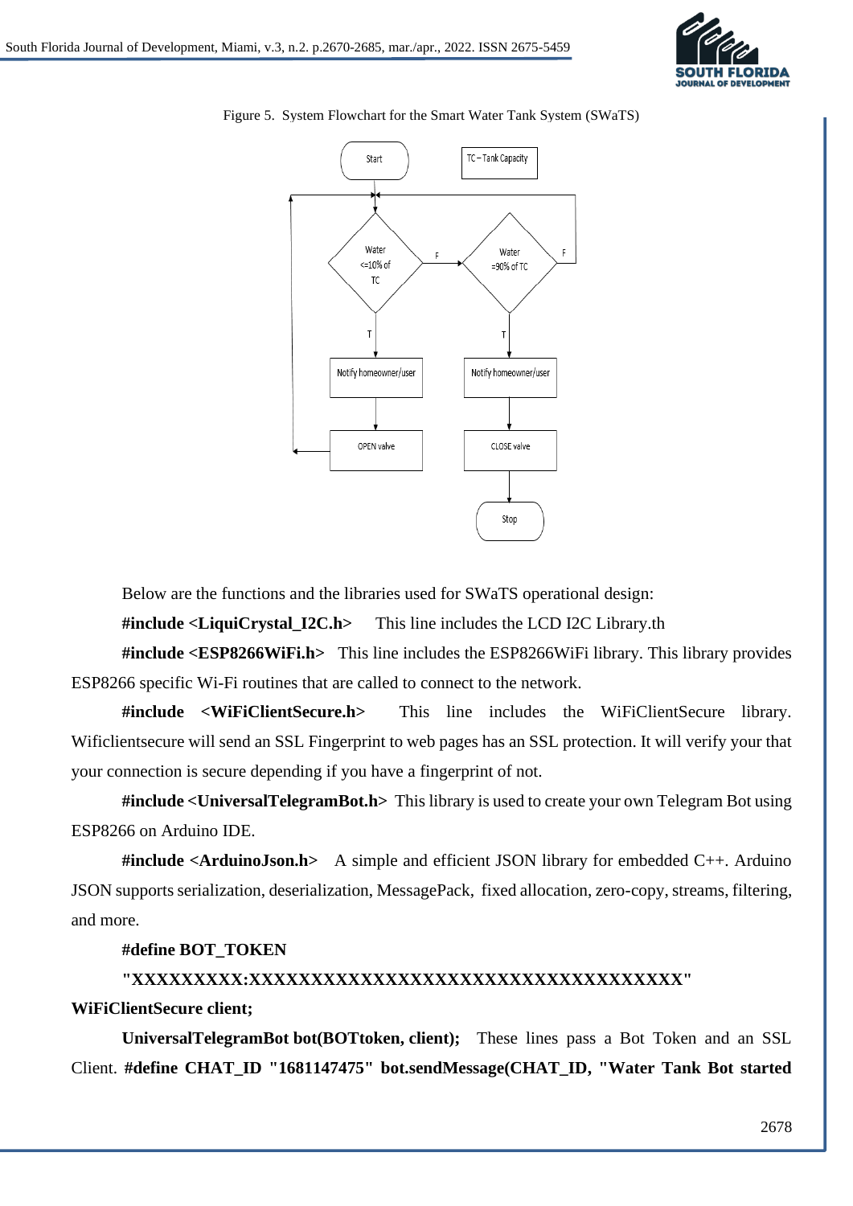Figure 5. System Flowchart for the Smart Water Tank System (SWaTS)

Below are the functions and the libraries used for SWaTS operational design:

**#include <LiquiCrystal_I2C.h>** This line includes the LCD I2C Library.th

**#include <ESP8266WiFi.h>** This line includes the ESP8266WiFi library. This library provides ESP8266 specific Wi-Fi routines that are called to connect to the network.

**#include <WiFiClientSecure.h>** This line includes the WiFiClientSecure library. Wificlientsecure will send an SSL Fingerprint to web pages has an SSL protection. It will verify your that your connection is secure depending if you have a fingerprint of not.

**#include <UniversalTelegramBot.h>** This library is used to create your own Telegram Bot using ESP8266 on Arduino IDE.

**#include <ArduinoJson.h>** A simple and efficient JSON library for embedded C++. Arduino JSON supports serialization, deserialization, MessagePack, fixed allocation, zero-copy, streams, filtering, and more.

**#define BOT_TOKEN "XXXXXXXXX:XXXXXXXXXXXXXXXXXXXXXXXXXXXXXXXXXXXXX"**

**WiFiClientSecure client;**

**UniversalTelegramBot bot(BOTtoken, client);** These lines pass a Bot Token and an SSL Client. **#define CHAT_ID "1681147475" bot.sendMessage(CHAT_ID, "Water Tank Bot started**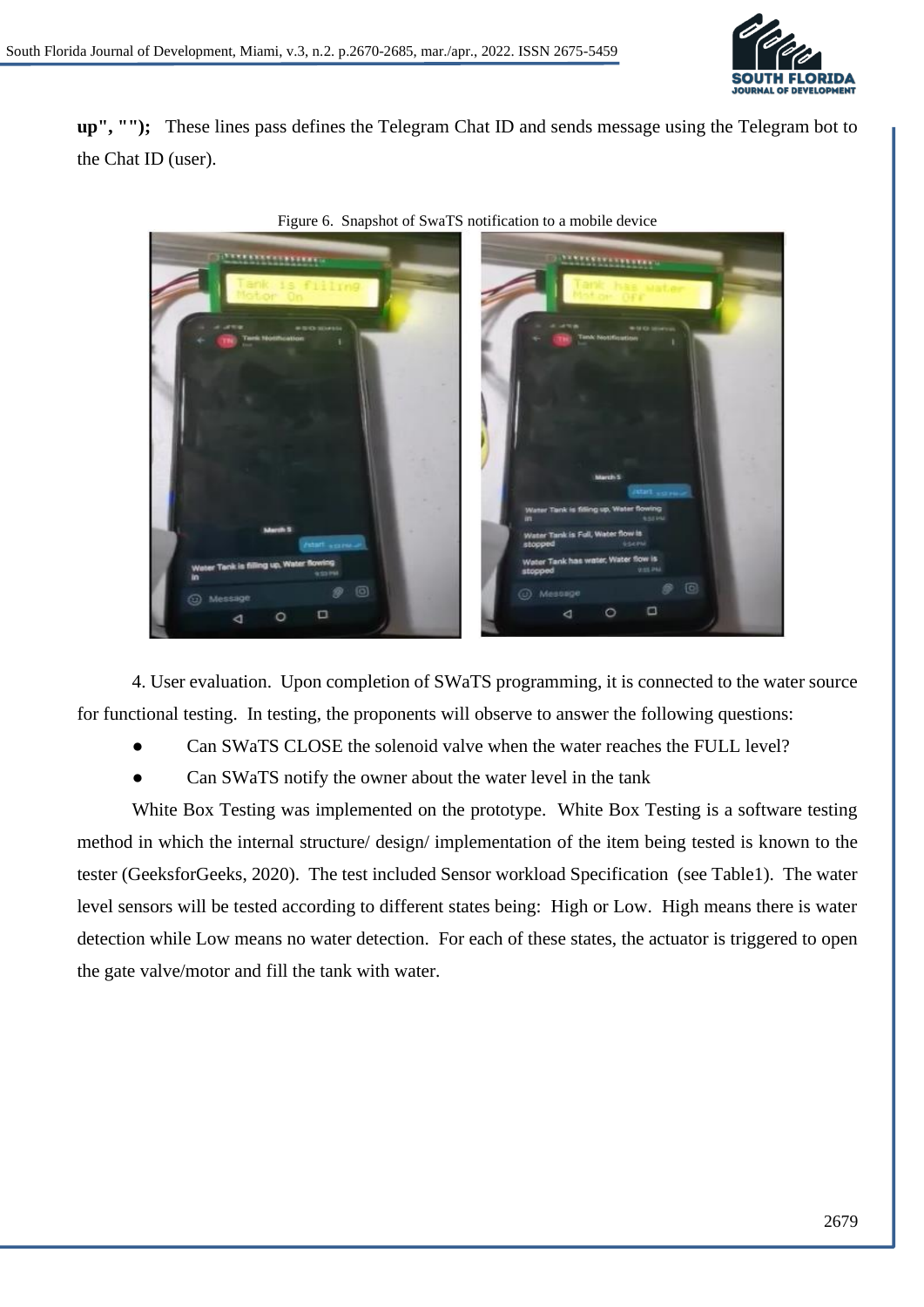**up", "");** These lines pass defines the Telegram Chat ID and sends message using the Telegram bot to the Chat ID (user).

Figure 6. Snapshot of SwaTS notification to a mobile device

4. User evaluation. Upon completion of SWaTS programming, it is connected to the water source for functional testing. In testing, the proponents will observe to answer the following questions:

- Can SWaTS CLOSE the solenoid valve when the water reaches the FULL level?
- Can SWaTS notify the owner about the water level in the tank

White Box Testing was implemented on the prototype. White Box Testing is a software testing method in which the internal structure/ design/ implementation of the item being tested is known to the tester (GeeksforGeeks, 2020). The test included Sensor workload Specification (see Table1). The water level sensors will be tested according to different states being: High or Low. High means there is water detection while Low means no water detection. For each of these states, the actuator is triggered to open the gate valve/motor and fill the tank with water.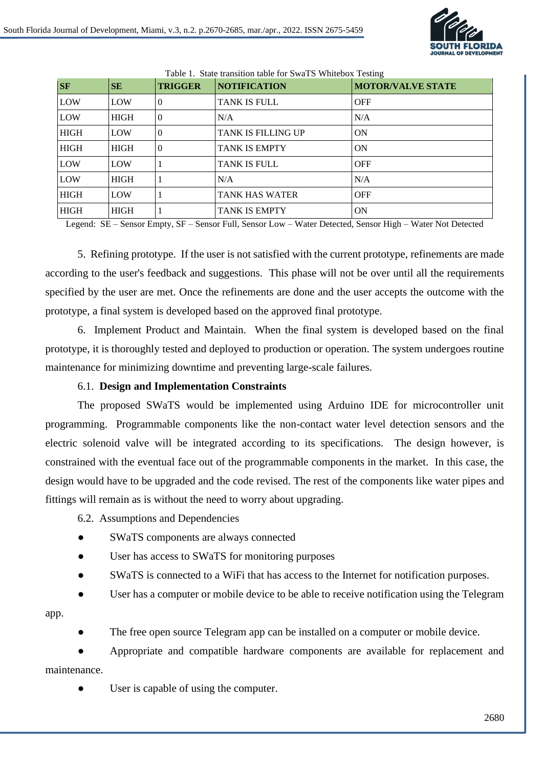Table 1. State transition table for SwaTS Whitebox Testing

| SF | SE | TRIGGER | NOTIFICATION | MOTOR/VALVE STATE |
|---|---|---|---|---|
| LOW | LOW | 0 | TANK IS FULL | OFF |
| LOW | HIGH | 0 | N/A | N/A |
| HIGH | LOW | 0 | TANK IS FILLING UP | ON |
| HIGH | HIGH | 0 | TANK IS EMPTY | ON |
| LOW | LOW | 1 | TANK IS FULL | OFF |
| LOW | HIGH | 1 | N/A | N/A |
| HIGH | LOW | 1 | TANK HAS WATER | OFF |
| HIGH | HIGH | 1 | TANK IS EMPTY | ON |

Legend: SE – Sensor Empty, SF – Sensor Full, Sensor Low – Water Detected, Sensor High – Water Not Detected

5. Refining prototype. If the user is not satisfied with the current prototype, refinements are made according to the user's feedback and suggestions. This phase will not be over until all the requirements specified by the user are met. Once the refinements are done and the user accepts the outcome with the prototype, a final system is developed based on the approved final prototype.

6. Implement Product and Maintain. When the final system is developed based on the final prototype, it is thoroughly tested and deployed to production or operation. The system undergoes routine maintenance for minimizing downtime and preventing large-scale failures.

### 6.1. Design and Implementation Constraints

The proposed SWaTS would be implemented using Arduino IDE for microcontroller unit programming. Programmable components like the non-contact water level detection sensors and the electric solenoid valve will be integrated according to its specifications. The design however, is constrained with the eventual face out of the programmable components in the market. In this case, the design would have to be upgraded and the code revised. The rest of the components like water pipes and fittings will remain as is without the need to worry about upgrading.

6.2. Assumptions and Dependencies

- SWaTS components are always connected
- User has access to SWaTS for monitoring purposes
- SWaTS is connected to a WiFi that has access to the Internet for notification purposes.
- User has a computer or mobile device to be able to receive notification using the Telegram app.
- The free open source Telegram app can be installed on a computer or mobile device.
- Appropriate and compatible hardware components are available for replacement and maintenance.
- User is capable of using the computer.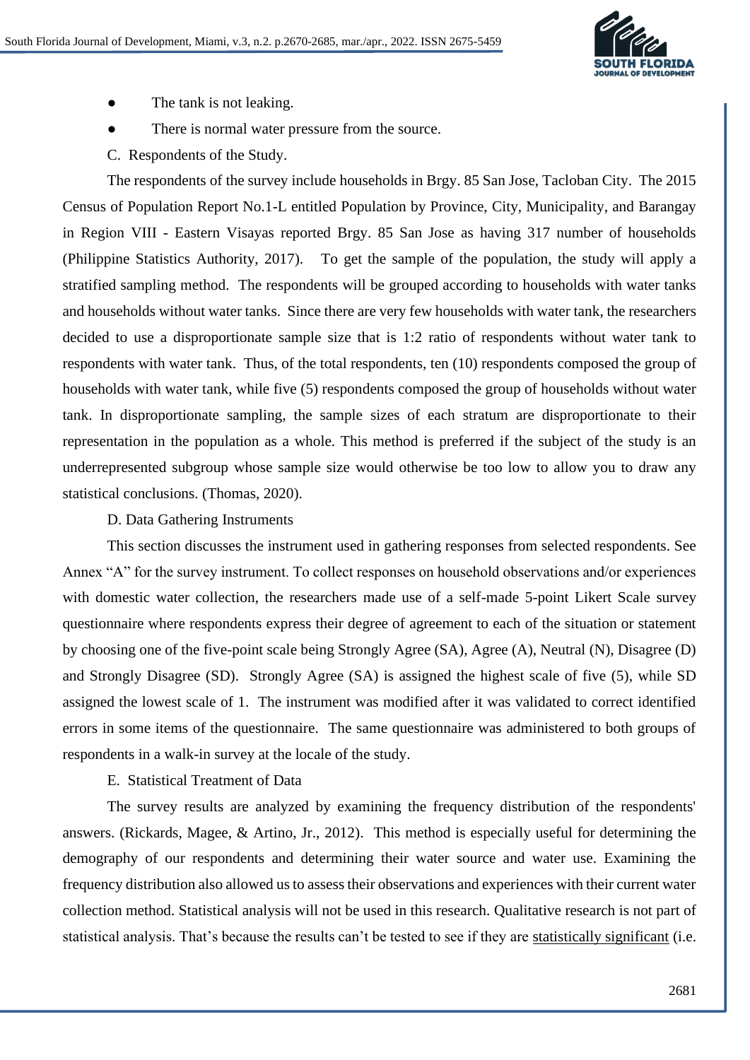- The tank is not leaking.
- There is normal water pressure from the source.

C. Respondents of the Study.

The respondents of the survey include households in Brgy. 85 San Jose, Tacloban City. The 2015 Census of Population Report No.1-L entitled Population by Province, City, Municipality, and Barangay in Region VIII - Eastern Visayas reported Brgy. 85 San Jose as having 317 number of households (Philippine Statistics Authority, 2017). To get the sample of the population, the study will apply a stratified sampling method. The respondents will be grouped according to households with water tanks and households without water tanks. Since there are very few households with water tank, the researchers decided to use a disproportionate sample size that is 1:2 ratio of respondents without water tank to respondents with water tank. Thus, of the total respondents, ten (10) respondents composed the group of households with water tank, while five (5) respondents composed the group of households without water tank. In disproportionate sampling, the sample sizes of each stratum are disproportionate to their representation in the population as a whole. This method is preferred if the subject of the study is an underrepresented subgroup whose sample size would otherwise be too low to allow you to draw any statistical conclusions. (Thomas, 2020).

D. Data Gathering Instruments

This section discusses the instrument used in gathering responses from selected respondents. See Annex "A" for the survey instrument. To collect responses on household observations and/or experiences with domestic water collection, the researchers made use of a self-made 5-point Likert Scale survey questionnaire where respondents express their degree of agreement to each of the situation or statement by choosing one of the five-point scale being Strongly Agree (SA), Agree (A), Neutral (N), Disagree (D) and Strongly Disagree (SD). Strongly Agree (SA) is assigned the highest scale of five (5), while SD assigned the lowest scale of 1. The instrument was modified after it was validated to correct identified errors in some items of the questionnaire. The same questionnaire was administered to both groups of respondents in a walk-in survey at the locale of the study.

E. Statistical Treatment of Data

The survey results are analyzed by examining the frequency distribution of the respondents' answers. (Rickards, Magee, & Artino, Jr., 2012). This method is especially useful for determining the demography of our respondents and determining their water source and water use. Examining the frequency distribution also allowed us to assess their observations and experiences with their current water collection method. Statistical analysis will not be used in this research. Qualitative research is not part of statistical analysis. That's because the results can't be tested to see if they are statistically significant (i.e.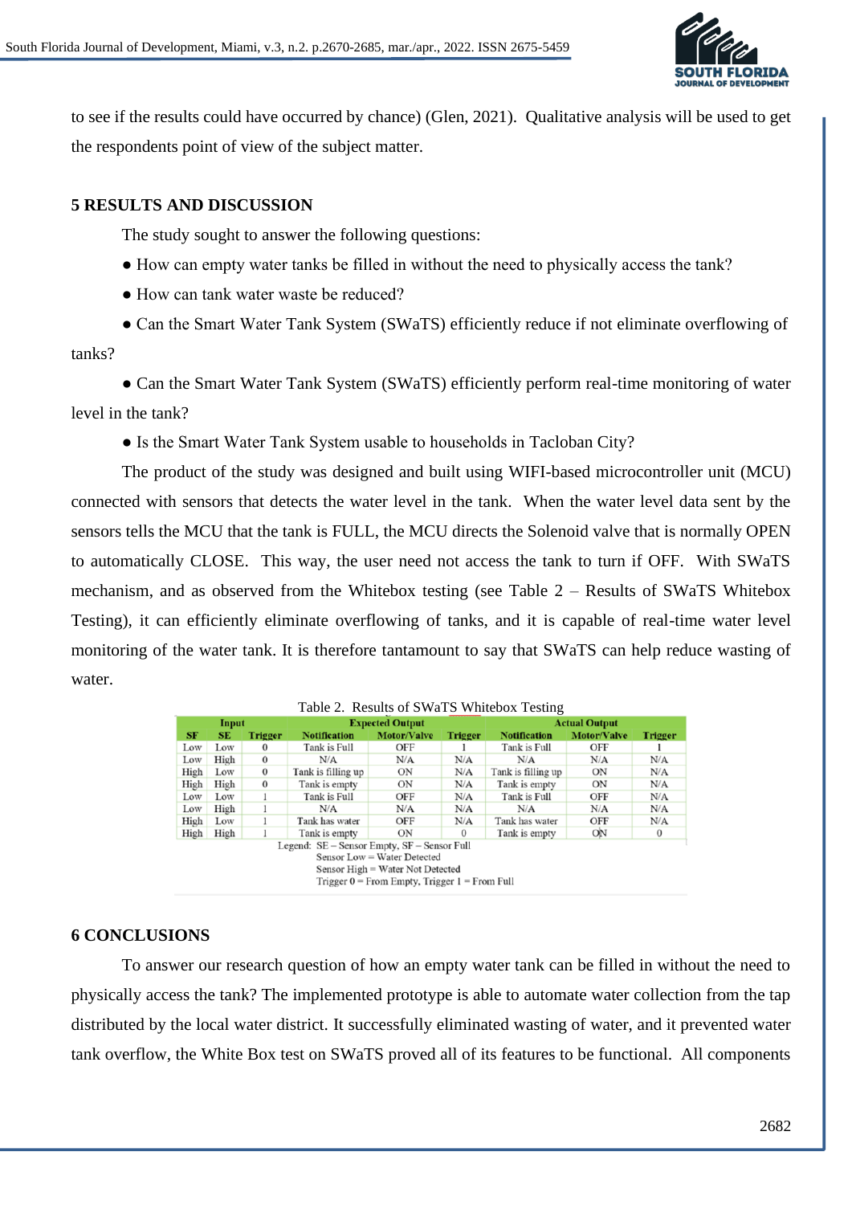to see if the results could have occurred by chance) (Glen, 2021). Qualitative analysis will be used to get the respondents point of view of the subject matter.

## 5 RESULTS AND DISCUSSION

The study sought to answer the following questions:

- How can empty water tanks be filled in without the need to physically access the tank?
- How can tank water waste be reduced?
- Can the Smart Water Tank System (SWaTS) efficiently reduce if not eliminate overflowing of tanks?
- Can the Smart Water Tank System (SWaTS) efficiently perform real-time monitoring of water level in the tank?
- Is the Smart Water Tank System usable to households in Tacloban City?

The product of the study was designed and built using WIFI-based microcontroller unit (MCU) connected with sensors that detects the water level in the tank. When the water level data sent by the sensors tells the MCU that the tank is FULL, the MCU directs the Solenoid valve that is normally OPEN to automatically CLOSE. This way, the user need not access the tank to turn if OFF. With SWaTS mechanism, and as observed from the Whitebox testing (see Table 2 – Results of SWaTS Whitebox Testing), it can efficiently eliminate overflowing of tanks, and it is capable of real-time water level monitoring of the water tank. It is therefore tantamount to say that SWaTS can help reduce wasting of water.

Table 2. Results of SWaTS Whitebox Testing

| Input | | | Expected Output | | | Actual Output | | |
|---|---|---|---|---|---|---|---|---|
| SF | SE | Trigger | Notification | Motor/Valve | Trigger | Notification | Motor/Valve | Trigger |
| Low | Low | 0 | Tank is Full | OFF | 1 | Tank is Full | OFF | 1 |
| Low | High | 0 | N/A | N/A | N/A | N/A | N/A | N/A |
| High | Low | 0 | Tank is filling up | ON | N/A | Tank is filling up | ON | N/A |
| High | High | 0 | Tank is empty | ON | N/A | Tank is empty | ON | N/A |
| Low | Low | 1 | Tank is Full | OFF | N/A | Tank is Full | OFF | N/A |
| Low | High | 1 | N/A | N/A | N/A | N/A | N/A | N/A |
| High | Low | 1 | Tank has water | OFF | N/A | Tank has water | OFF | N/A |
| High | High | 1 | Tank is empty | ON | 0 | Tank is empty | ON | 0 |

Legend: SE – Sensor Empty, SF – Sensor Full
Sensor Low = Water Detected
Sensor High = Water Not Detected
Trigger 0 = From Empty, Trigger 1 = From Full

## 6 CONCLUSIONS

To answer our research question of how an empty water tank can be filled in without the need to physically access the tank? The implemented prototype is able to automate water collection from the tap distributed by the local water district. It successfully eliminated wasting of water, and it prevented water tank overflow, the White Box test on SWaTS proved all of its features to be functional. All components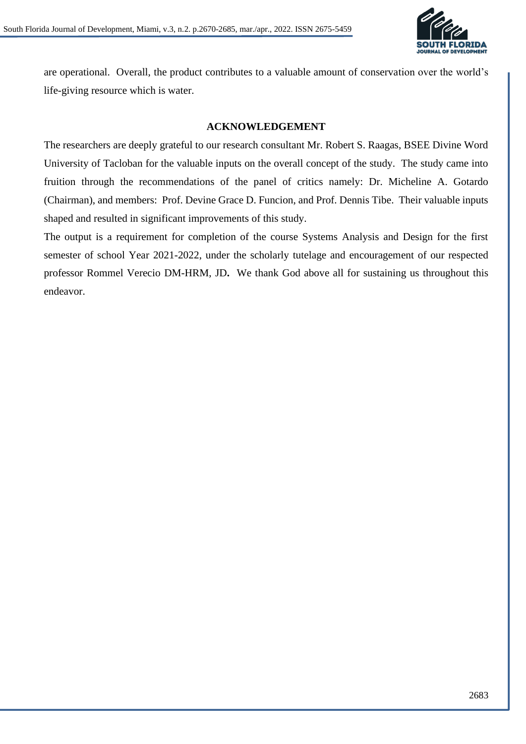are operational. Overall, the product contributes to a valuable amount of conservation over the world's life-giving resource which is water.

## ACKNOWLEDGEMENT

The researchers are deeply grateful to our research consultant Mr. Robert S. Raagas, BSEE Divine Word University of Tacloban for the valuable inputs on the overall concept of the study. The study came into fruition through the recommendations of the panel of critics namely: Dr. Micheline A. Gotardo (Chairman), and members: Prof. Devine Grace D. Funcion, and Prof. Dennis Tibe. Their valuable inputs shaped and resulted in significant improvements of this study.

The output is a requirement for completion of the course Systems Analysis and Design for the first semester of school Year 2021-2022, under the scholarly tutelage and encouragement of our respected professor Rommel Verecio DM-HRM, JD**.** We thank God above all for sustaining us throughout this endeavor.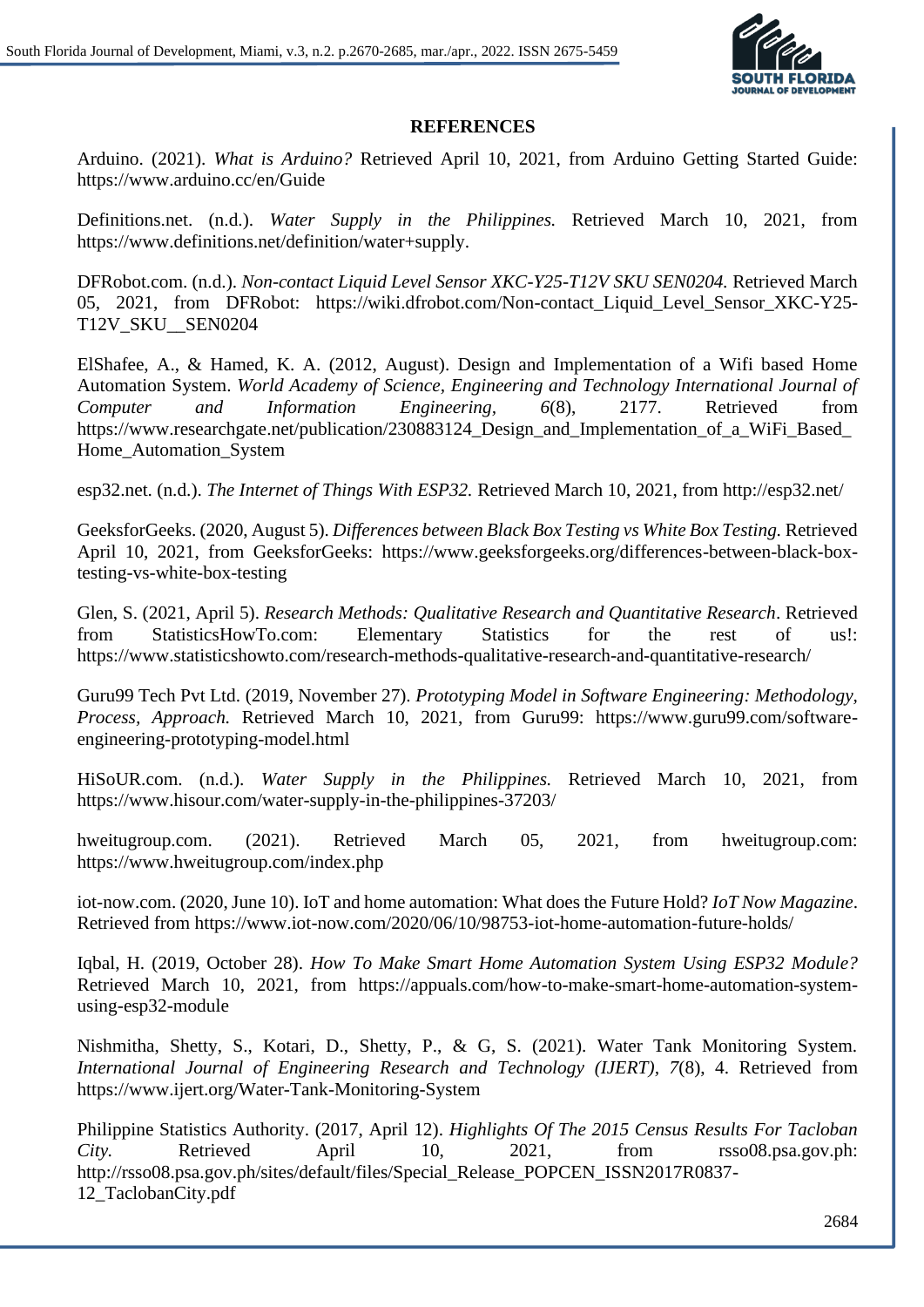## REFERENCES

Arduino. (2021). *What is Arduino?* Retrieved April 10, 2021, from Arduino Getting Started Guide: https://www.arduino.cc/en/Guide

Definitions.net. (n.d.). *Water Supply in the Philippines.* Retrieved March 10, 2021, from https://www.definitions.net/definition/water+supply.

DFRobot.com. (n.d.). *Non-contact Liquid Level Sensor XKC-Y25-T12V SKU SEN0204.* Retrieved March 05, 2021, from DFRobot: https://wiki.dfrobot.com/Non-contact_Liquid_Level_Sensor_XKC-Y25-T12V_SKU__SEN0204

ElShafee, A., & Hamed, K. A. (2012, August). Design and Implementation of a Wifi based Home Automation System. *World Academy of Science, Engineering and Technology International Journal of Computer and Information Engineering, 6*(8), 2177. Retrieved from https://www.researchgate.net/publication/230883124_Design_and_Implementation_of_a_WiFi_Based_Home_Automation_System

esp32.net. (n.d.). *The Internet of Things With ESP32.* Retrieved March 10, 2021, from http://esp32.net/

GeeksforGeeks. (2020, August 5). *Differences between Black Box Testing vs White Box Testing.* Retrieved April 10, 2021, from GeeksforGeeks: https://www.geeksforgeeks.org/differences-between-black-box-testing-vs-white-box-testing

Glen, S. (2021, April 5). *Research Methods: Qualitative Research and Quantitative Research*. Retrieved from StatisticsHowTo.com: Elementary Statistics for the rest of us!: https://www.statisticshowto.com/research-methods-qualitative-research-and-quantitative-research/

Guru99 Tech Pvt Ltd. (2019, November 27). *Prototyping Model in Software Engineering: Methodology, Process, Approach.* Retrieved March 10, 2021, from Guru99: https://www.guru99.com/software-engineering-prototyping-model.html

HiSoUR.com. (n.d.). *Water Supply in the Philippines.* Retrieved March 10, 2021, from https://www.hisour.com/water-supply-in-the-philippines-37203/

hweitugroup.com. (2021). Retrieved March 05, 2021, from hweitugroup.com: https://www.hweitugroup.com/index.php

iot-now.com. (2020, June 10). IoT and home automation: What does the Future Hold? *IoT Now Magazine*. Retrieved from https://www.iot-now.com/2020/06/10/98753-iot-home-automation-future-holds/

Iqbal, H. (2019, October 28). *How To Make Smart Home Automation System Using ESP32 Module?* Retrieved March 10, 2021, from https://appuals.com/how-to-make-smart-home-automation-system-using-esp32-module

Nishmitha, Shetty, S., Kotari, D., Shetty, P., & G, S. (2021). Water Tank Monitoring System. *International Journal of Engineering Research and Technology (IJERT), 7*(8), 4. Retrieved from https://www.ijert.org/Water-Tank-Monitoring-System

Philippine Statistics Authority. (2017, April 12). *Highlights Of The 2015 Census Results For Tacloban City.* Retrieved April 10, 2021, from rsso08.psa.gov.ph: http://rsso08.psa.gov.ph/sites/default/files/Special_Release_POPCEN_ISSN2017R0837-12_TaclobanCity.pdf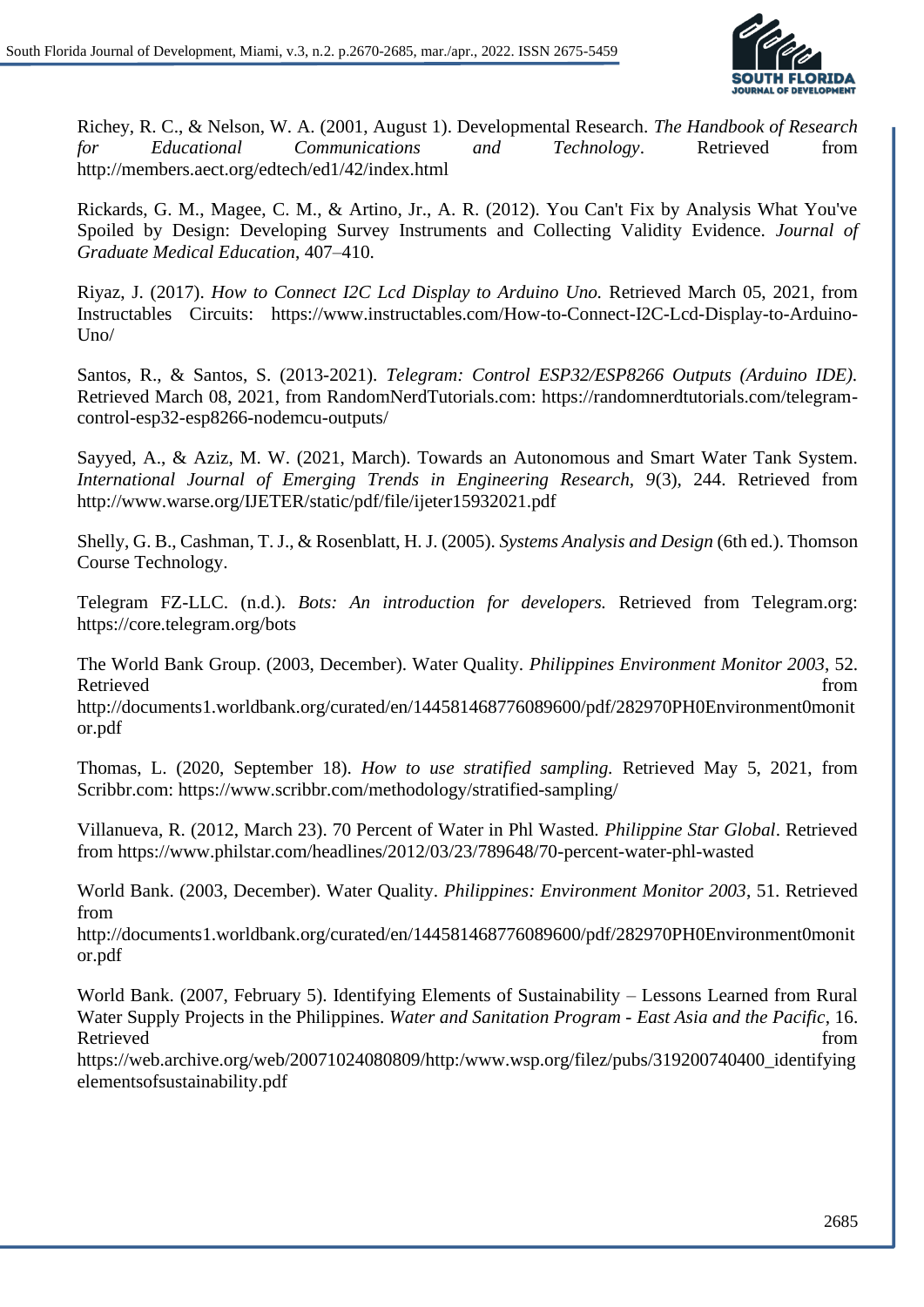Richey, R. C., & Nelson, W. A. (2001, August 1). Developmental Research. *The Handbook of Research for Educational Communications and Technology*. Retrieved from http://members.aect.org/edtech/ed1/42/index.html

Rickards, G. M., Magee, C. M., & Artino, Jr., A. R. (2012). You Can't Fix by Analysis What You've Spoiled by Design: Developing Survey Instruments and Collecting Validity Evidence. *Journal of Graduate Medical Education*, 407–410.

Riyaz, J. (2017). *How to Connect I2C Lcd Display to Arduino Uno.* Retrieved March 05, 2021, from Instructables Circuits: https://www.instructables.com/How-to-Connect-I2C-Lcd-Display-to-Arduino-Uno/

Santos, R., & Santos, S. (2013-2021). *Telegram: Control ESP32/ESP8266 Outputs (Arduino IDE).* Retrieved March 08, 2021, from RandomNerdTutorials.com: https://randomnerdtutorials.com/telegram-control-esp32-esp8266-nodemcu-outputs/

Sayyed, A., & Aziz, M. W. (2021, March). Towards an Autonomous and Smart Water Tank System. *International Journal of Emerging Trends in Engineering Research, 9*(3), 244. Retrieved from http://www.warse.org/IJETER/static/pdf/file/ijeter15932021.pdf

Shelly, G. B., Cashman, T. J., & Rosenblatt, H. J. (2005). *Systems Analysis and Design* (6th ed.). Thomson Course Technology.

Telegram FZ-LLC. (n.d.). *Bots: An introduction for developers.* Retrieved from Telegram.org: https://core.telegram.org/bots

The World Bank Group. (2003, December). Water Quality. *Philippines Environment Monitor 2003*, 52. Retrieved from http://documents1.worldbank.org/curated/en/144581468776089600/pdf/282970PH0Environment0monitor.pdf

Thomas, L. (2020, September 18). *How to use stratified sampling.* Retrieved May 5, 2021, from Scribbr.com: https://www.scribbr.com/methodology/stratified-sampling/

Villanueva, R. (2012, March 23). 70 Percent of Water in Phl Wasted. *Philippine Star Global*. Retrieved from https://www.philstar.com/headlines/2012/03/23/789648/70-percent-water-phl-wasted

World Bank. (2003, December). Water Quality. *Philippines: Environment Monitor 2003*, 51. Retrieved from http://documents1.worldbank.org/curated/en/144581468776089600/pdf/282970PH0Environment0monitor.pdf

World Bank. (2007, February 5). Identifying Elements of Sustainability – Lessons Learned from Rural Water Supply Projects in the Philippines. *Water and Sanitation Program - East Asia and the Pacific*, 16. Retrieved from https://web.archive.org/web/20071024080809/http:/www.wsp.org/filez/pubs/319200740400_identifyingelementsofsustainability.pdf